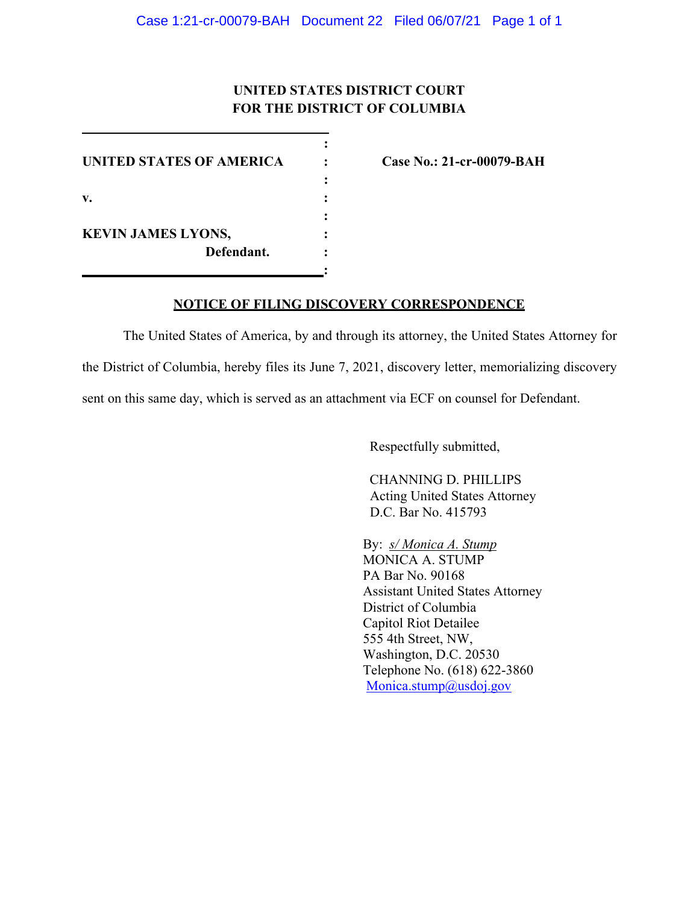**UNITED STATES DISTRICT COURT**
**FOR THE DISTRICT OF COLUMBIA**

| | | |
|---|---|---|
| **UNITED STATES OF AMERICA** | : | **Case No.: 21-cr-00079-BAH** |
| | : | |
| **v.** | : | |
| | : | |
| **KEVIN JAMES LYONS,** | : | |
| **Defendant.** | : | |

**NOTICE OF FILING DISCOVERY CORRESPONDENCE**

The United States of America, by and through its attorney, the United States Attorney for the District of Columbia, hereby files its June 7, 2021, discovery letter, memorializing discovery sent on this same day, which is served as an attachment via ECF on counsel for Defendant.

Respectfully submitted,

CHANNING D. PHILLIPS
Acting United States Attorney
D.C. Bar No. 415793

By: *s/ Monica A. Stump*
MONICA A. STUMP
PA Bar No. 90168
Assistant United States Attorney
District of Columbia
Capitol Riot Detailee
555 4th Street, NW,
Washington, D.C. 20530
Telephone No. (618) 622-3860
Monica.stump@usdoj.gov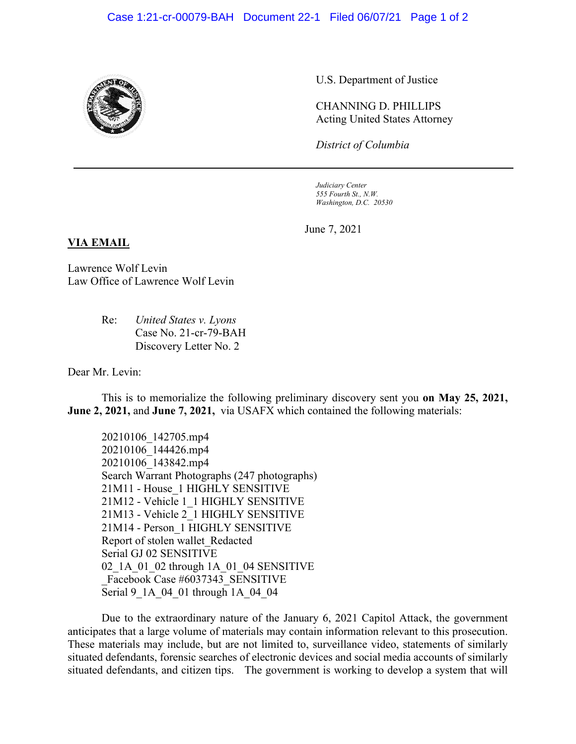U.S. Department of Justice

CHANNING D. PHILLIPS
Acting United States Attorney

*District of Columbia*

---

*Judiciary Center*
*555 Fourth St., N.W.*
*Washington, D.C. 20530*

June 7, 2021

**VIA EMAIL**

Lawrence Wolf Levin
Law Office of Lawrence Wolf Levin

Re: *United States v. Lyons*
Case No. 21-cr-79-BAH
Discovery Letter No. 2

Dear Mr. Levin:

This is to memorialize the following preliminary discovery sent you **on May 25, 2021, June 2, 2021,** and **June 7, 2021,** via USAFX which contained the following materials:

20210106_142705.mp4
20210106_144426.mp4
20210106_143842.mp4
Search Warrant Photographs (247 photographs)
21M11 - House_1 HIGHLY SENSITIVE
21M12 - Vehicle 1_1 HIGHLY SENSITIVE
21M13 - Vehicle 2_1 HIGHLY SENSITIVE
21M14 - Person_1 HIGHLY SENSITIVE
Report of stolen wallet_Redacted
Serial GJ 02 SENSITIVE
02_1A_01_02 through 1A_01_04 SENSITIVE
_Facebook Case #6037343_SENSITIVE
Serial 9_1A_04_01 through 1A_04_04

Due to the extraordinary nature of the January 6, 2021 Capitol Attack, the government anticipates that a large volume of materials may contain information relevant to this prosecution. These materials may include, but are not limited to, surveillance video, statements of similarly situated defendants, forensic searches of electronic devices and social media accounts of similarly situated defendants, and citizen tips. The government is working to develop a system that will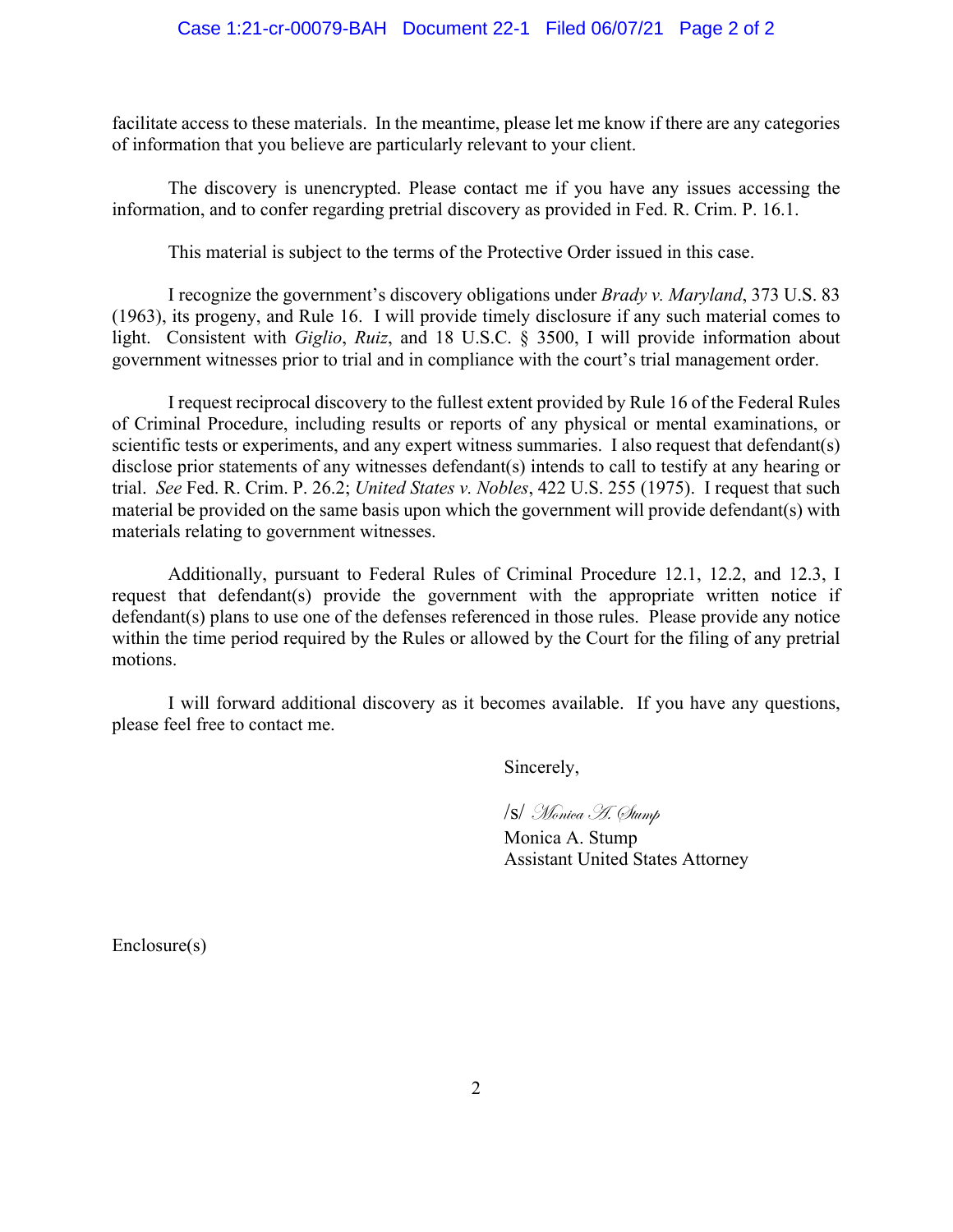facilitate access to these materials. In the meantime, please let me know if there are any categories of information that you believe are particularly relevant to your client.

The discovery is unencrypted. Please contact me if you have any issues accessing the information, and to confer regarding pretrial discovery as provided in Fed. R. Crim. P. 16.1.

This material is subject to the terms of the Protective Order issued in this case.

I recognize the government's discovery obligations under *Brady v. Maryland*, 373 U.S. 83 (1963), its progeny, and Rule 16. I will provide timely disclosure if any such material comes to light. Consistent with *Giglio*, *Ruiz*, and 18 U.S.C. § 3500, I will provide information about government witnesses prior to trial and in compliance with the court's trial management order.

I request reciprocal discovery to the fullest extent provided by Rule 16 of the Federal Rules of Criminal Procedure, including results or reports of any physical or mental examinations, or scientific tests or experiments, and any expert witness summaries. I also request that defendant(s) disclose prior statements of any witnesses defendant(s) intends to call to testify at any hearing or trial. *See* Fed. R. Crim. P. 26.2; *United States v. Nobles*, 422 U.S. 255 (1975). I request that such material be provided on the same basis upon which the government will provide defendant(s) with materials relating to government witnesses.

Additionally, pursuant to Federal Rules of Criminal Procedure 12.1, 12.2, and 12.3, I request that defendant(s) provide the government with the appropriate written notice if defendant(s) plans to use one of the defenses referenced in those rules. Please provide any notice within the time period required by the Rules or allowed by the Court for the filing of any pretrial motions.

I will forward additional discovery as it becomes available. If you have any questions, please feel free to contact me.

Sincerely,

/s/ *Monica A. Stump*
Monica A. Stump
Assistant United States Attorney

Enclosure(s)